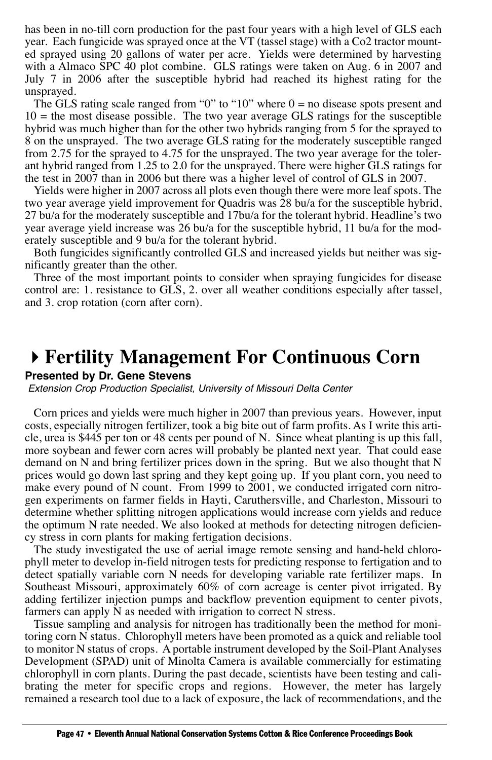has been in no-till corn production for the past four years with a high level of GLS each year. Each fungicide was sprayed once at the VT (tassel stage) with a Co2 tractor mounted sprayed using 20 gallons of water per acre. Yields were determined by harvesting with a Almaco SPC 40 plot combine. GLS ratings were taken on Aug. 6 in 2007 and July 7 in 2006 after the susceptible hybrid had reached its highest rating for the unsprayed.

The GLS rating scale ranged from "0" to "10" where 0 = no disease spots present and 10 = the most disease possible. The two year average GLS ratings for the susceptible hybrid was much higher than for the other two hybrids ranging from 5 for the sprayed to 8 on the unsprayed. The two average GLS rating for the moderately susceptible ranged from 2.75 for the sprayed to 4.75 for the unsprayed. The two year average for the tolerant hybrid ranged from 1.25 to 2.0 for the unsprayed. There were higher GLS ratings for the test in 2007 than in 2006 but there was a higher level of control of GLS in 2007.

Yields were higher in 2007 across all plots even though there were more leaf spots. The two year average yield improvement for Quadris was 28 bu/a for the susceptible hybrid, 27 bu/a for the moderately susceptible and 17bu/a for the tolerant hybrid. Headline's two year average yield increase was 26 bu/a for the susceptible hybrid, 11 bu/a for the moderately susceptible and 9 bu/a for the tolerant hybrid.

Both fungicides significantly controlled GLS and increased yields but neither was significantly greater than the other.

Three of the most important points to consider when spraying fungicides for disease control are: 1. resistance to GLS, 2. over all weather conditions especially after tassel, and 3. crop rotation (corn after corn).

# Fertility Management For Continuous Corn

**Presented by Dr. Gene Stevens**

*Extension Crop Production Specialist, University of Missouri Delta Center*

Corn prices and yields were much higher in 2007 than previous years. However, input costs, especially nitrogen fertilizer, took a big bite out of farm profits. As I write this article, urea is $445 per ton or 48 cents per pound of N. Since wheat planting is up this fall, more soybean and fewer corn acres will probably be planted next year. That could ease demand on N and bring fertilizer prices down in the spring. But we also thought that N prices would go down last spring and they kept going up. If you plant corn, you need to make every pound of N count. From 1999 to 2001, we conducted irrigated corn nitrogen experiments on farmer fields in Hayti, Caruthersville, and Charleston, Missouri to determine whether splitting nitrogen applications would increase corn yields and reduce the optimum N rate needed. We also looked at methods for detecting nitrogen deficiency stress in corn plants for making fertigation decisions.

The study investigated the use of aerial image remote sensing and hand-held chlorophyll meter to develop in-field nitrogen tests for predicting response to fertigation and to detect spatially variable corn N needs for developing variable rate fertilizer maps. In Southeast Missouri, approximately 60% of corn acreage is center pivot irrigated. By adding fertilizer injection pumps and backflow prevention equipment to center pivots, farmers can apply N as needed with irrigation to correct N stress.

Tissue sampling and analysis for nitrogen has traditionally been the method for monitoring corn N status. Chlorophyll meters have been promoted as a quick and reliable tool to monitor N status of crops. A portable instrument developed by the Soil-Plant Analyses Development (SPAD) unit of Minolta Camera is available commercially for estimating chlorophyll in corn plants. During the past decade, scientists have been testing and calibrating the meter for specific crops and regions. However, the meter has largely remained a research tool due to a lack of exposure, the lack of recommendations, and the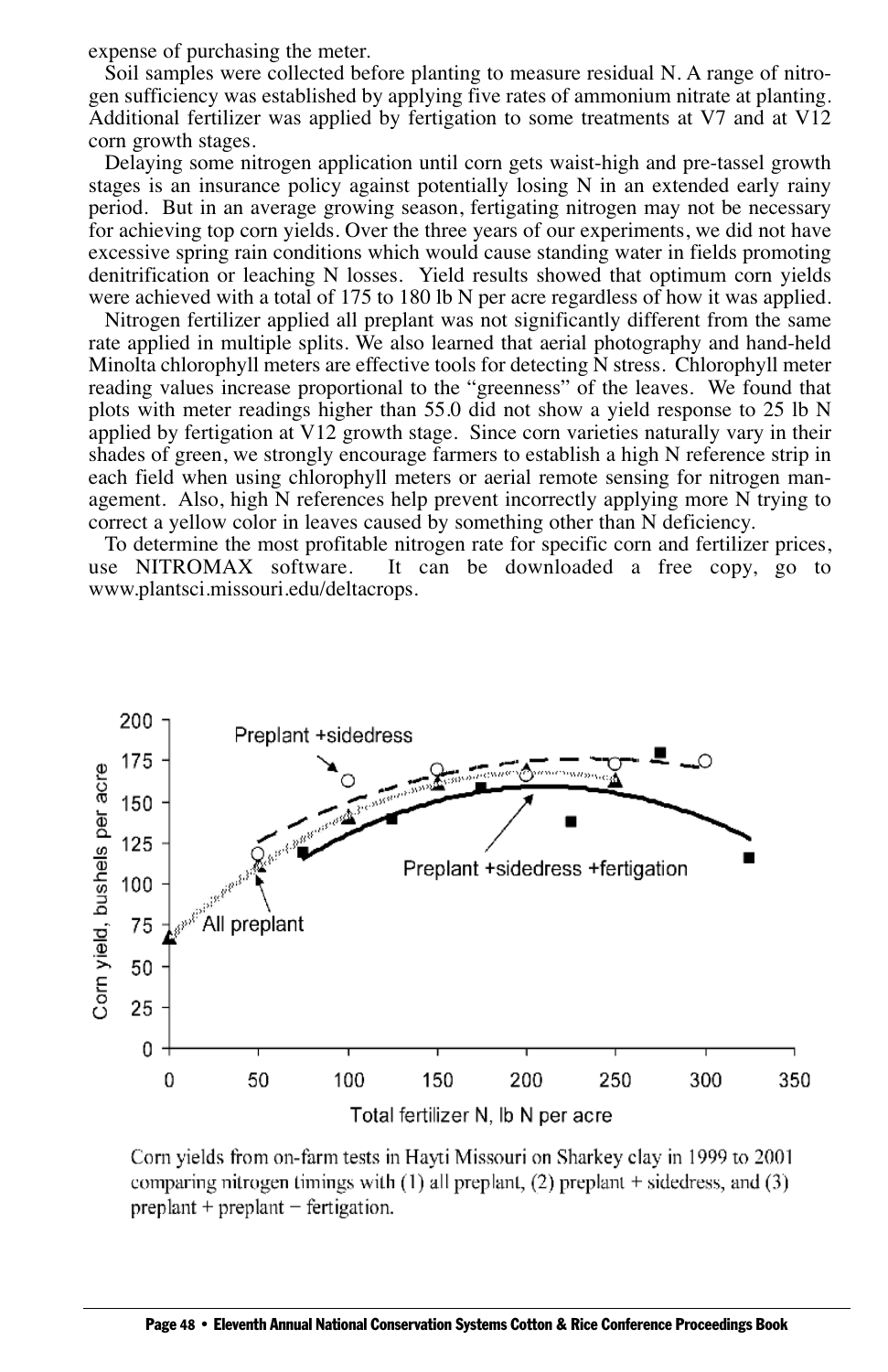expense of purchasing the meter.

Soil samples were collected before planting to measure residual N. A range of nitrogen sufficiency was established by applying five rates of ammonium nitrate at planting. Additional fertilizer was applied by fertigation to some treatments at V7 and at V12 corn growth stages.

Delaying some nitrogen application until corn gets waist-high and pre-tassel growth stages is an insurance policy against potentially losing N in an extended early rainy period. But in an average growing season, fertigating nitrogen may not be necessary for achieving top corn yields. Over the three years of our experiments, we did not have excessive spring rain conditions which would cause standing water in fields promoting denitrification or leaching N losses. Yield results showed that optimum corn yields were achieved with a total of 175 to 180 lb N per acre regardless of how it was applied.

Nitrogen fertilizer applied all preplant was not significantly different from the same rate applied in multiple splits. We also learned that aerial photography and hand-held Minolta chlorophyll meters are effective tools for detecting N stress. Chlorophyll meter reading values increase proportional to the "greenness" of the leaves. We found that plots with meter readings higher than 55.0 did not show a yield response to 25 lb N applied by fertigation at V12 growth stage. Since corn varieties naturally vary in their shades of green, we strongly encourage farmers to establish a high N reference strip in each field when using chlorophyll meters or aerial remote sensing for nitrogen management. Also, high N references help prevent incorrectly applying more N trying to correct a yellow color in leaves caused by something other than N deficiency.

To determine the most profitable nitrogen rate for specific corn and fertilizer prices, use NITROMAX software. It can be downloaded a free copy, go to www.plantsci.missouri.edu/deltacrops.

Corn yield, bushels per acre

200
175
150
125
100
75
50
25
0

Preplant +sidedress

Preplant +sidedress +fertigation

All preplant

0 50 100 150 200 250 300 350

Total fertilizer N, lb N per acre

Corn yields from on-farm tests in Hayti Missouri on Sharkey clay in 1999 to 2001 comparing nitrogen timings with (1) all preplant, (2) preplant + sidedress, and (3) preplant + preplant – fertigation.